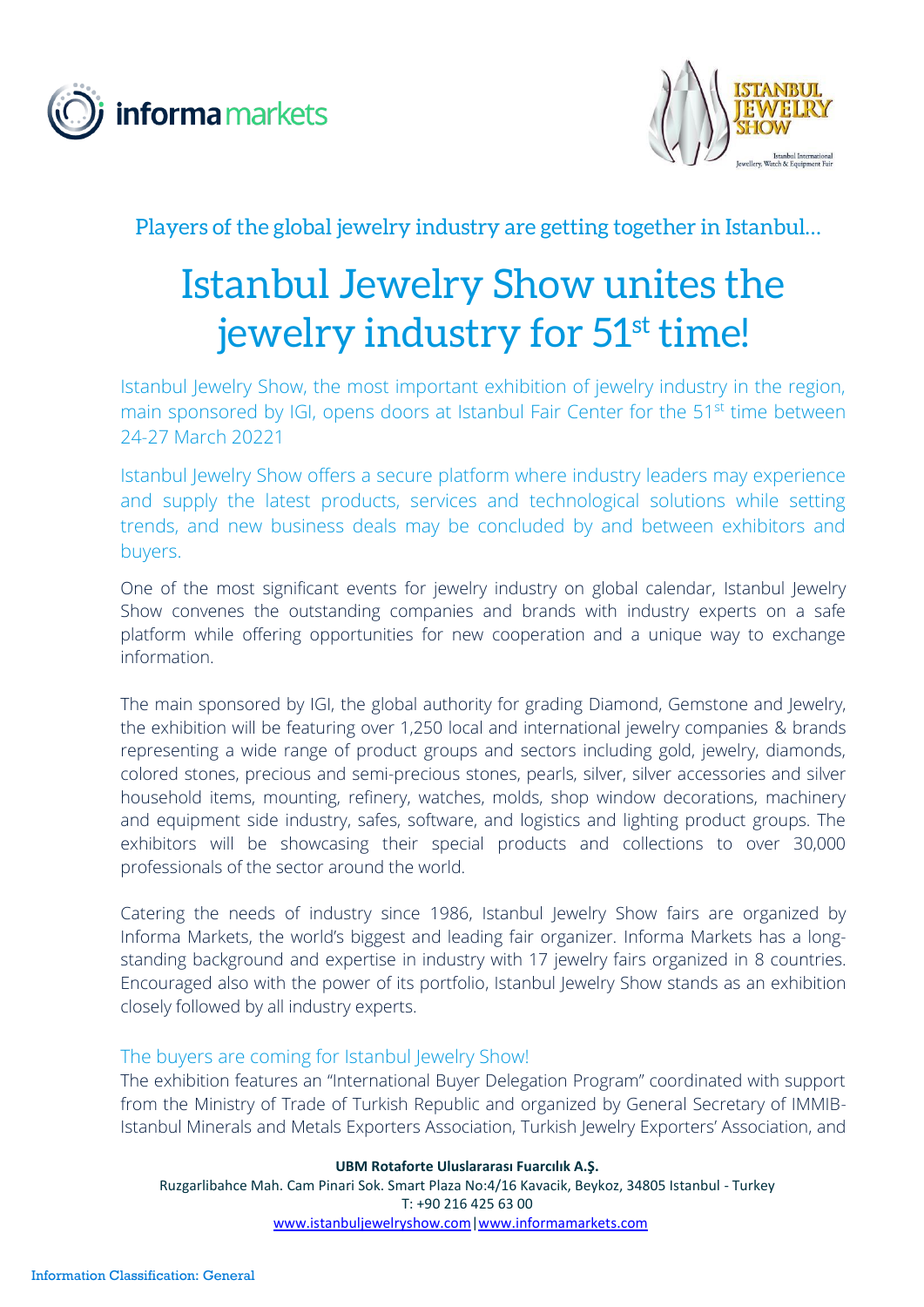Players of the global jewelry industry are getting together in Istanbul…

# Istanbul Jewelry Show unites the jewelry industry for 51st time!

Istanbul Jewelry Show, the most important exhibition of jewelry industry in the region, main sponsored by IGI, opens doors at Istanbul Fair Center for the 51st time between 24-27 March 20221

Istanbul Jewelry Show offers a secure platform where industry leaders may experience and supply the latest products, services and technological solutions while setting trends, and new business deals may be concluded by and between exhibitors and buyers.

One of the most significant events for jewelry industry on global calendar, Istanbul Jewelry Show convenes the outstanding companies and brands with industry experts on a safe platform while offering opportunities for new cooperation and a unique way to exchange information.

The main sponsored by IGI, the global authority for grading Diamond, Gemstone and Jewelry, the exhibition will be featuring over 1,250 local and international jewelry companies & brands representing a wide range of product groups and sectors including gold, jewelry, diamonds, colored stones, precious and semi-precious stones, pearls, silver, silver accessories and silver household items, mounting, refinery, watches, molds, shop window decorations, machinery and equipment side industry, safes, software, and logistics and lighting product groups. The exhibitors will be showcasing their special products and collections to over 30,000 professionals of the sector around the world.

Catering the needs of industry since 1986, Istanbul Jewelry Show fairs are organized by Informa Markets, the world's biggest and leading fair organizer. Informa Markets has a long-standing background and expertise in industry with 17 jewelry fairs organized in 8 countries. Encouraged also with the power of its portfolio, Istanbul Jewelry Show stands as an exhibition closely followed by all industry experts.

## The buyers are coming for Istanbul Jewelry Show!

The exhibition features an "International Buyer Delegation Program" coordinated with support from the Ministry of Trade of Turkish Republic and organized by General Secretary of IMMIB-Istanbul Minerals and Metals Exporters Association, Turkish Jewelry Exporters' Association, and

**UBM Rotaforte Uluslararası Fuarcılık A.Ş.**
Ruzgarlibahce Mah. Cam Pinari Sok. Smart Plaza No:4/16 Kavacik, Beykoz, 34805 Istanbul - Turkey
T: +90 216 425 63 00
www.istanbuljewelryshow.com | www.informamarkets.com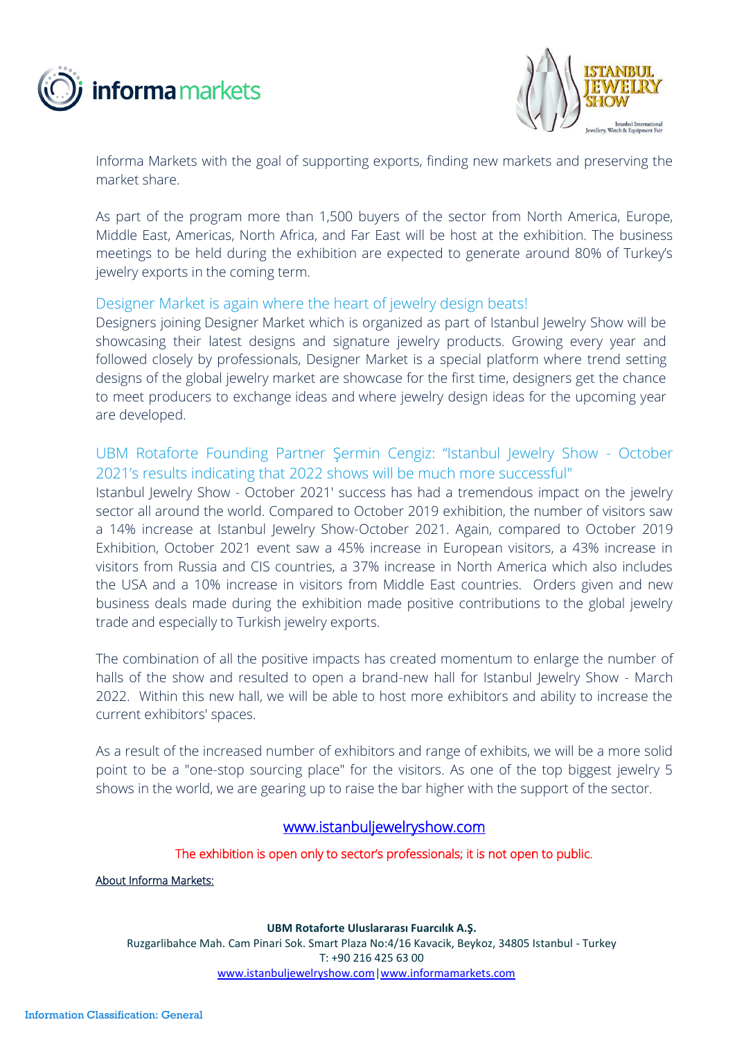Informa Markets with the goal of supporting exports, finding new markets and preserving the market share.

As part of the program more than 1,500 buyers of the sector from North America, Europe, Middle East, Americas, North Africa, and Far East will be host at the exhibition. The business meetings to be held during the exhibition are expected to generate around 80% of Turkey's jewelry exports in the coming term.

## Designer Market is again where the heart of jewelry design beats!

Designers joining Designer Market which is organized as part of Istanbul Jewelry Show will be showcasing their latest designs and signature jewelry products. Growing every year and followed closely by professionals, Designer Market is a special platform where trend setting designs of the global jewelry market are showcase for the first time, designers get the chance to meet producers to exchange ideas and where jewelry design ideas for the upcoming year are developed.

## UBM Rotaforte Founding Partner Şermin Cengiz: "Istanbul Jewelry Show - October 2021's results indicating that 2022 shows will be much more successful"

Istanbul Jewelry Show - October 2021' success has had a tremendous impact on the jewelry sector all around the world. Compared to October 2019 exhibition, the number of visitors saw a 14% increase at Istanbul Jewelry Show-October 2021. Again, compared to October 2019 Exhibition, October 2021 event saw a 45% increase in European visitors, a 43% increase in visitors from Russia and CIS countries, a 37% increase in North America which also includes the USA and a 10% increase in visitors from Middle East countries. Orders given and new business deals made during the exhibition made positive contributions to the global jewelry trade and especially to Turkish jewelry exports.

The combination of all the positive impacts has created momentum to enlarge the number of halls of the show and resulted to open a brand-new hall for Istanbul Jewelry Show - March 2022. Within this new hall, we will be able to host more exhibitors and ability to increase the current exhibitors' spaces.

As a result of the increased number of exhibitors and range of exhibits, we will be a more solid point to be a "one-stop sourcing place" for the visitors. As one of the top biggest jewelry 5 shows in the world, we are gearing up to raise the bar higher with the support of the sector.

www.istanbuljewelryshow.com

The exhibition is open only to sector's professionals; it is not open to public.

About Informa Markets:

**UBM Rotaforte Uluslararası Fuarcılık A.Ş.**
Ruzgarlibahce Mah. Cam Pinari Sok. Smart Plaza No:4/16 Kavacik, Beykoz, 34805 Istanbul - Turkey
T: +90 216 425 63 00
www.istanbuljewelryshow.com | www.informamarkets.com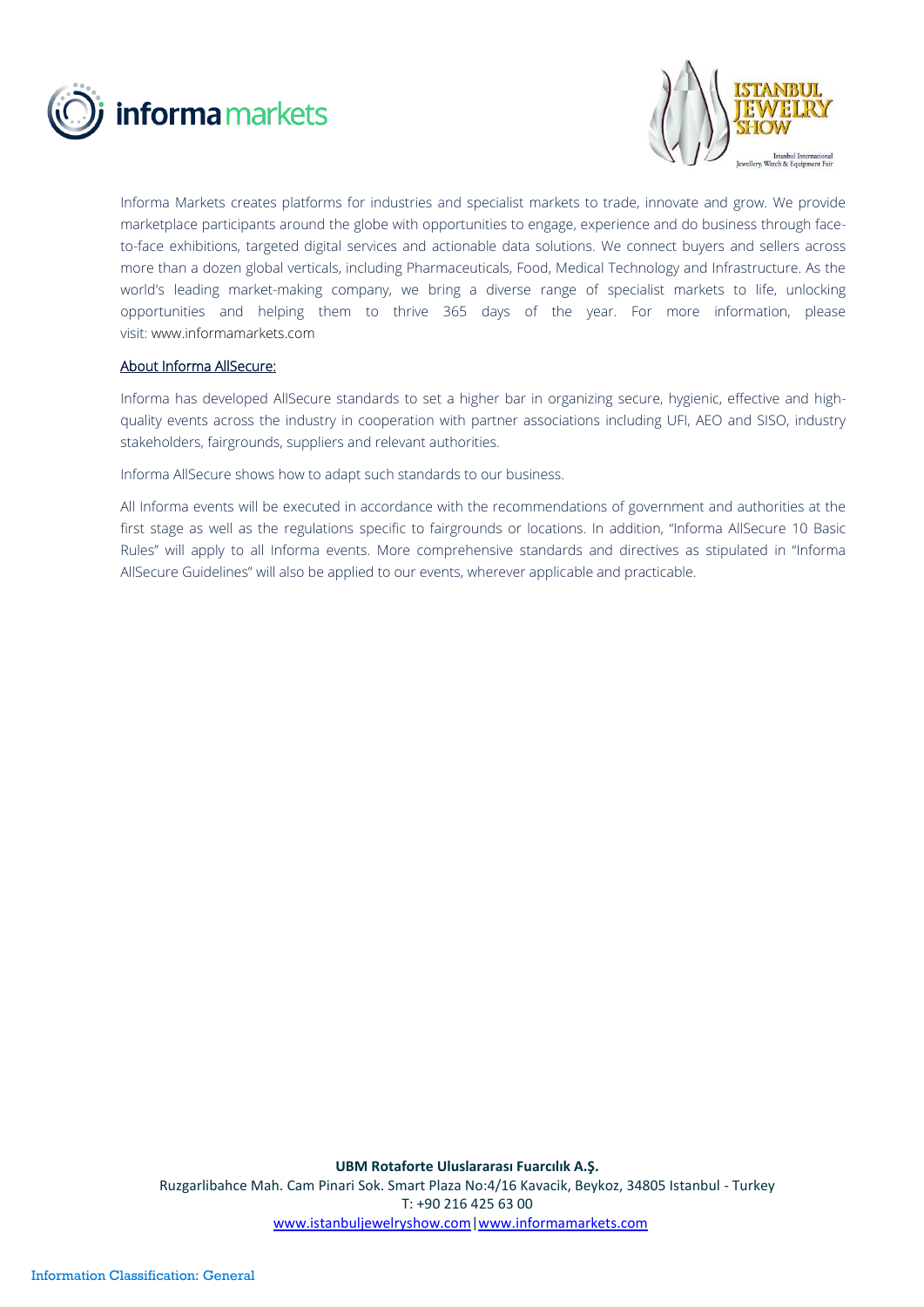Informa Markets creates platforms for industries and specialist markets to trade, innovate and grow. We provide marketplace participants around the globe with opportunities to engage, experience and do business through face-to-face exhibitions, targeted digital services and actionable data solutions. We connect buyers and sellers across more than a dozen global verticals, including Pharmaceuticals, Food, Medical Technology and Infrastructure. As the world's leading market-making company, we bring a diverse range of specialist markets to life, unlocking opportunities and helping them to thrive 365 days of the year. For more information, please visit: www.informamarkets.com

About Informa AllSecure:

Informa has developed AllSecure standards to set a higher bar in organizing secure, hygienic, effective and high-quality events across the industry in cooperation with partner associations including UFI, AEO and SISO, industry stakeholders, fairgrounds, suppliers and relevant authorities.

Informa AllSecure shows how to adapt such standards to our business.

All Informa events will be executed in accordance with the recommendations of government and authorities at the first stage as well as the regulations specific to fairgrounds or locations. In addition, "Informa AllSecure 10 Basic Rules" will apply to all Informa events. More comprehensive standards and directives as stipulated in "Informa AllSecure Guidelines" will also be applied to our events, wherever applicable and practicable.

**UBM Rotaforte Uluslararası Fuarcılık A.Ş.**
Ruzgarlibahce Mah. Cam Pinari Sok. Smart Plaza No:4/16 Kavacik, Beykoz, 34805 Istanbul - Turkey
T: +90 216 425 63 00
www.istanbuljewelryshow.com | www.informamarkets.com

Information Classification: General